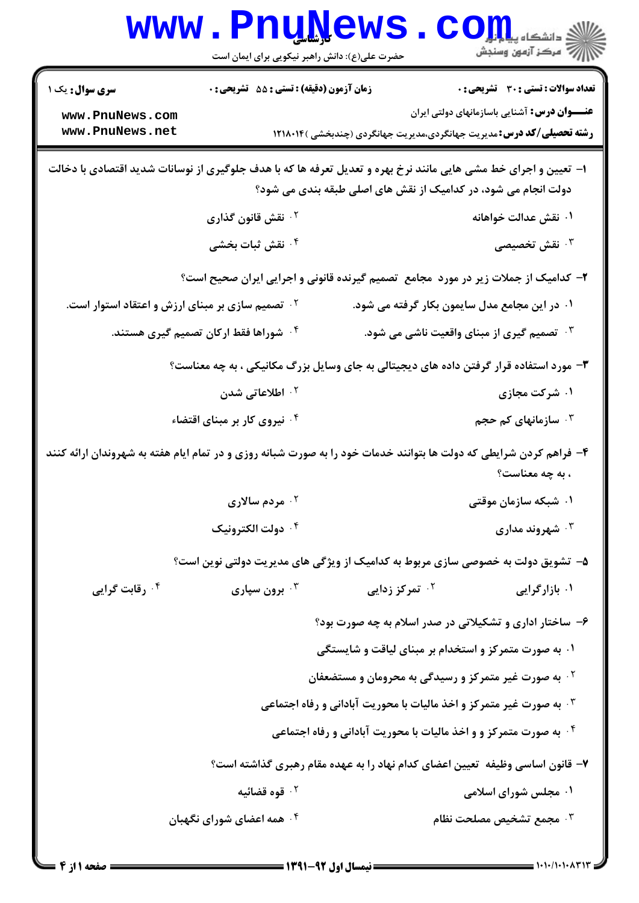**سری سوال:** یک ۱

**زمان آزمون (دقیقه) : تستی : ۵۵ تشریحی : ۰**

**تعداد سوالات : تستی : ۳۰ تشریحی : ۰**

**عنـــوان درس:** آشنایی باسازمانهای دولتی ایران

**رشته تحصیلی/کد درس:** مدیریت جهانگردی،مدیریت جهانگردی (چندبخشی )۱۲۱۸۰۱۴

۱- تعیین و اجرای خط مشی هایی مانند نرخ بهره و تعدیل تعرفه ها که با هدف جلوگیری از نوسانات شدید اقتصادی با دخالت دولت انجام می شود، در کدامیک از نقش های اصلی طبقه بندی می شود؟

۱. نقش عدالت خواهانه
۲. نقش قانون گذاری
۳. نقش تخصیصی
۴. نقش ثبات بخشی

۲- کدامیک از جملات زیر در مورد مجامع تصمیم گیرنده قانونی و اجرایی ایران صحیح است؟

۱. در این مجامع مدل سایمون بکار گرفته می شود.
۲. تصمیم سازی بر مبنای ارزش و اعتقاد استوار است.
۳. تصمیم گیری از مبنای واقعیت ناشی می شود.
۴. شوراها فقط ارکان تصمیم گیری هستند.

۳- مورد استفاده قرار گرفتن داده های دیجیتالی به جای وسایل بزرگ مکانیکی ، به چه معناست؟

۱. شرکت مجازی
۲. اطلاعاتی شدن
۳. سازمانهای کم حجم
۴. نیروی کار بر مبنای اقتضاء

۴- فراهم کردن شرایطی که دولت ها بتوانند خدمات خود را به صورت شبانه روزی و در تمام ایام هفته به شهروندان ارائه کنند ، به چه معناست؟

۱. شبکه سازمان موقتی
۲. مردم سالاری
۳. شهروند مداری
۴. دولت الکترونیک

۵- تشویق دولت به خصوصی سازی مربوط به کدامیک از ویژگی های مدیریت دولتی نوین است؟

۱. بازارگرایی
۲. تمرکز زدایی
۳. برون سپاری
۴. رقابت گرایی

۶- ساختار اداری و تشکیلاتی در صدر اسلام به چه صورت بود؟

۱. به صورت متمرکز و استخدام بر مبنای لیاقت و شایستگی
۲. به صورت غیر متمرکز و رسیدگی به محرومان و مستضعفان
۳. به صورت غیر متمرکز و اخذ مالیات با محوریت آبادانی و رفاه اجتماعی
۴. به صورت متمرکز و و اخذ مالیات با محوریت آبادانی و رفاه اجتماعی

۷- قانون اساسی وظیفه تعیین اعضای کدام نهاد را به عهده مقام رهبری گذاشته است؟

۱. مجلس شورای اسلامی
۲. قوه قضائیه
۳. مجمع تشخیص مصلحت نظام
۴. همه اعضای شورای نگهبان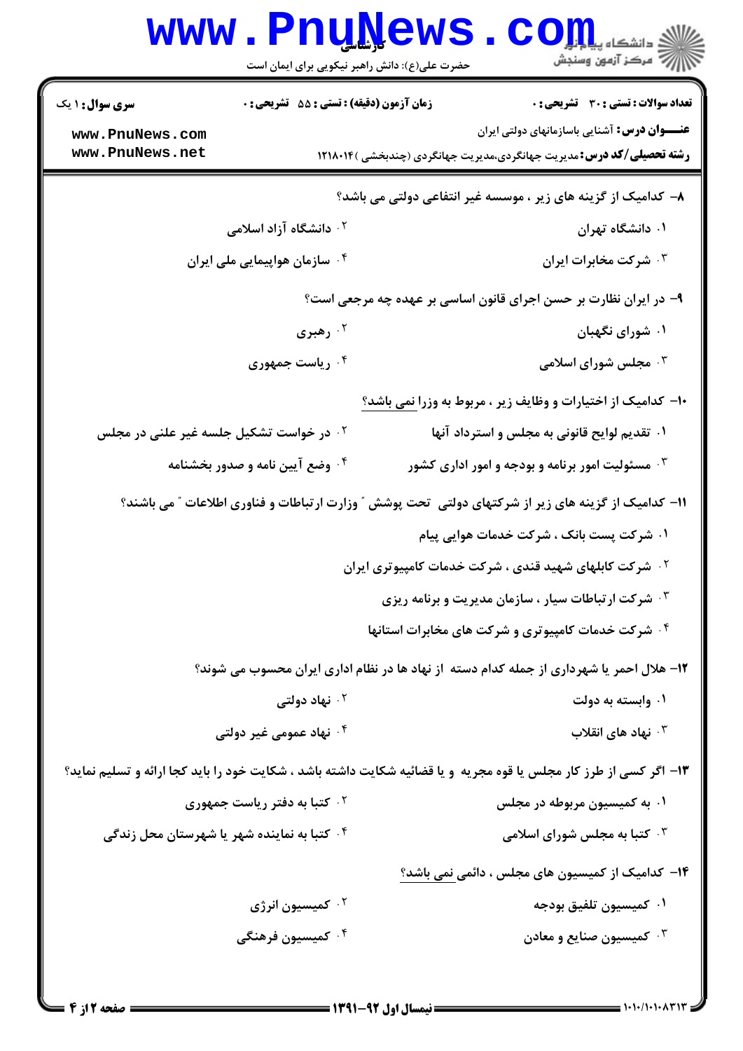۸- کدامیک از گزینه های زیر ، موسسه غیر انتفاعی دولتی می باشد؟

۱. دانشگاه تهران
۲. دانشگاه آزاد اسلامی
۳. شرکت مخابرات ایران
۴. سازمان هواپیمایی ملی ایران

۹- در ایران نظارت بر حسن اجرای قانون اساسی بر عهده چه مرجعی است؟

۱. شورای نگهبان
۲. رهبری
۳. مجلس شورای اسلامی
۴. ریاست جمهوری

۱۰- کدامیک از اختیارات و وظایف زیر ، مربوط به وزرا نمی باشد؟

۱. تقدیم لوایح قانونی به مجلس و استرداد آنها
۲. درخواست تشکیل جلسه غیر علنی در مجلس
۳. مسئولیت امور برنامه و بودجه و امور اداری کشور
۴. وضع آیین نامه و صدور بخشنامه

۱۱- کدامیک از گزینه های زیر از شرکتهای دولتی تحت پوشش " وزارت ارتباطات و فناوری اطلاعات " می باشند؟

۱. شرکت پست بانک ، شرکت خدمات هوایی پیام
۲. شرکت کابلهای شهید قندی ، شرکت خدمات کامپیوتری ایران
۳. شرکت ارتباطات سیار ، سازمان مدیریت و برنامه ریزی
۴. شرکت خدمات کامپیوتری و شرکت های مخابرات استانها

۱۲- هلال احمر یا شهرداری از جمله کدام دسته از نهاد ها در نظام اداری ایران محسوب می شوند؟

۱. وابسته به دولت
۲. نهاد دولتی
۳. نهاد های انقلاب
۴. نهاد عمومی غیر دولتی

۱۳- اگر کسی از طرز کار مجلس یا قوه مجریه و یا قضائیه شکایت داشته باشد ، شکایت خود را باید کجا ارائه و تسلیم نماید؟

۱. به کمیسیون مربوطه در مجلس
۲. کتبا به دفتر ریاست جمهوری
۳. کتبا به مجلس شورای اسلامی
۴. کتبا به نماینده شهر یا شهرستان محل زندگی

۱۴- کدامیک از کمیسیون های مجلس ، دائمی نمی باشد؟

۱. کمیسیون تلفیق بودجه
۲. کمیسیون انرژی
۳. کمیسیون صنایع و معادن
۴. کمیسیون فرهنگی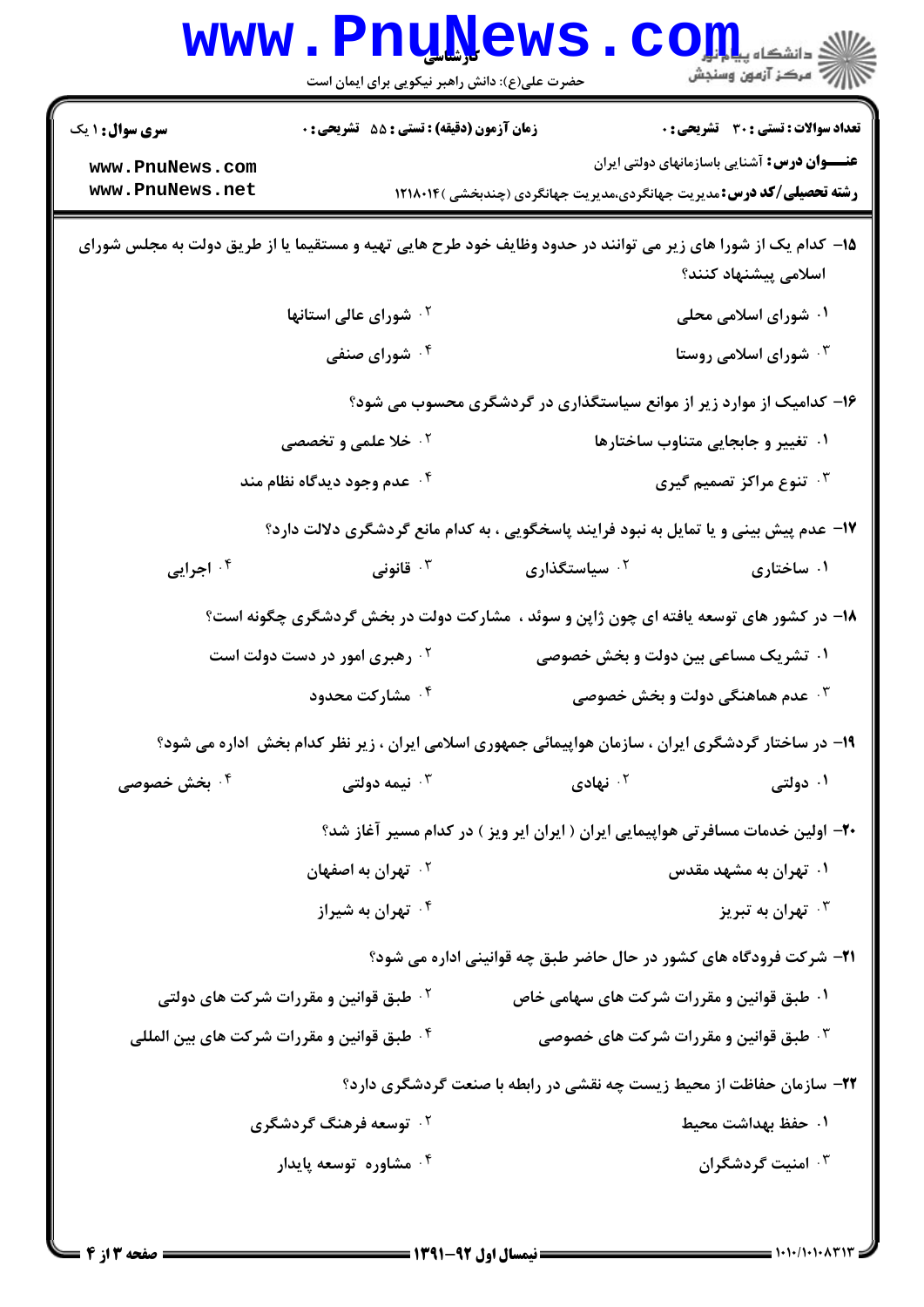۱۵- کدام یک از شورا های زیر می توانند در حدود وظایف خود طرح هایی تهیه و مستقیما یا از طریق دولت به مجلس شورای اسلامی پیشنهاد کنند؟

۱. شورای اسلامی محلی
۲. شورای عالی استانها
۳. شورای اسلامی روستا
۴. شورای صنفی

۱۶- کدامیک از موارد زیر از موانع سیاستگذاری در گردشگری محسوب می شود؟

۱. تغییر و جابجایی متناوب ساختارها
۲. خلا علمی و تخصصی
۳. تنوع مراکز تصمیم گیری
۴. عدم وجود دیدگاه نظام مند

۱۷- عدم پیش بینی و یا تمایل به نبود فرایند پاسخگویی ، به کدام مانع گردشگری دلالت دارد؟

۱. ساختاری
۲. سیاستگذاری
۳. قانونی
۴. اجرایی

۱۸- در کشور های توسعه یافته ای چون ژاپن و سوئد ، مشارکت دولت در بخش گردشگری چگونه است؟

۱. تشریک مساعی بین دولت و بخش خصوصی
۲. رهبری امور در دست دولت است
۳. عدم هماهنگی دولت و بخش خصوصی
۴. مشارکت محدود

۱۹- در ساختار گردشگری ایران ، سازمان هواپیمائی جمهوری اسلامی ایران ، زیر نظر کدام بخش اداره می شود؟

۱. دولتی
۲. نهادی
۳. نیمه دولتی
۴. بخش خصوصی

۲۰- اولین خدمات مسافرتی هواپیمایی ایران ( ایران ایر ویز ) در کدام مسیر آغاز شد؟

۱. تهران به مشهد مقدس
۲. تهران به اصفهان
۳. تهران به تبریز
۴. تهران به شیراز

۲۱- شرکت فرودگاه های کشور در حال حاضر طبق چه قوانینی اداره می شود؟

۱. طبق قوانین و مقررات شرکت های سهامی خاص
۲. طبق قوانین و مقررات شرکت های دولتی
۳. طبق قوانین و مقررات شرکت های خصوصی
۴. طبق قوانین و مقررات شرکت های بین المللی

۲۲- سازمان حفاظت از محیط زیست چه نقشی در رابطه با صنعت گردشگری دارد؟

۱. حفظ بهداشت محیط
۲. توسعه فرهنگ گردشگری
۳. امنیت گردشگران
۴. مشاوره توسعه پایدار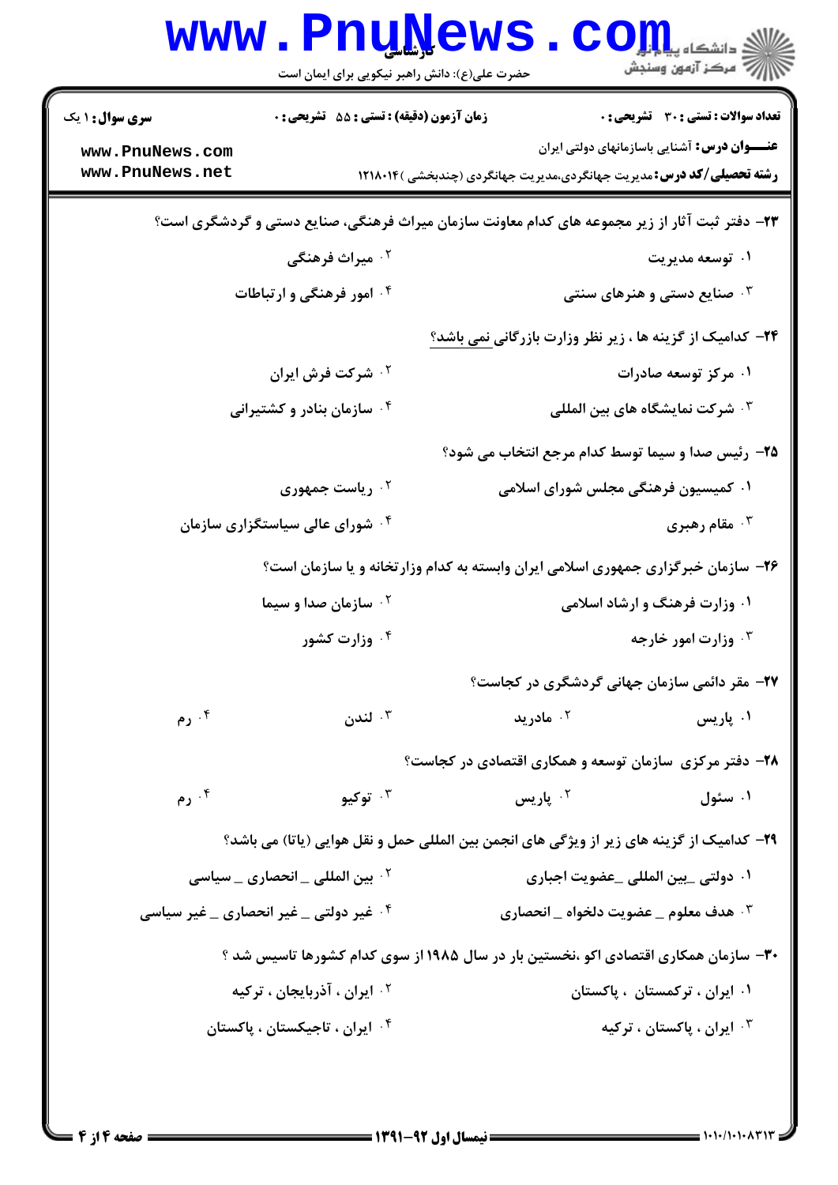**سری سوال:** ۱ یک

**زمان آزمون (دقیقه) : تستی :** ۵۵ **تشریحی :** ۰

**تعداد سوالات : تستی :** ۳۰ **تشریحی :** ۰

**عنـــوان درس:** آشنایی باسازمانهای دولتی ایران

**رشته تحصیلی/کد درس:** مدیریت جهانگردی،مدیریت جهانگردی (چندبخشی )۱۲۱۸۰۱۴

۲۳- دفتر ثبت آثار از زیر مجموعه های کدام معاونت سازمان میراث فرهنگی، صنایع دستی و گردشگری است؟

۱. توسعه مدیریت

۲. میراث فرهنگی

۳. صنایع دستی و هنرهای سنتی

۴. امور فرهنگی و ارتباطات

۲۴- کدامیک از گزینه ها ، زیر نظر وزارت بازرگانی نمی باشد؟

۱. مرکز توسعه صادرات

۲. شرکت فرش ایران

۳. شرکت نمایشگاه های بین المللی

۴. سازمان بنادر و کشتیرانی

۲۵- رئیس صدا و سیما توسط کدام مرجع انتخاب می شود؟

۱. کمیسیون فرهنگی مجلس شورای اسلامی

۲. ریاست جمهوری

۳. مقام رهبری

۴. شورای عالی سیاستگزاری سازمان

۲۶- سازمان خبرگزاری جمهوری اسلامی ایران وابسته به کدام وزارتخانه و یا سازمان است؟

۱. وزارت فرهنگ و ارشاد اسلامی

۲. سازمان صدا و سیما

۳. وزارت امور خارجه

۴. وزارت کشور

۲۷- مقر دائمی سازمان جهانی گردشگری در کجاست؟

۱. پاریس

۲. مادرید

۳. لندن

۴. رم

۲۸- دفتر مرکزی سازمان توسعه و همکاری اقتصادی در کجاست؟

۱. سئول

۲. پاریس

۳. توکیو

۴. رم

۲۹- کدامیک از گزینه های زیر از ویژگی های انجمن بین المللی حمل و نقل هوایی (یاتا) می باشد؟

۱. دولتی _بین المللی _عضویت اجباری

۲. بین المللی _ انحصاری _ سیاسی

۳. هدف معلوم _ عضویت دلخواه _ انحصاری

۴. غیر دولتی _ غیر انحصاری _ غیر سیاسی

۳۰- سازمان همکاری اقتصادی اکو ،نخستین بار در سال ۱۹۸۵ از سوی کدام کشورها تاسیس شد ؟

۱. ایران ، ترکمستان ، پاکستان

۲. ایران ، آذربایجان ، ترکیه

۳. ایران ، پاکستان ، ترکیه

۴. ایران ، تاجیکستان ، پاکستان